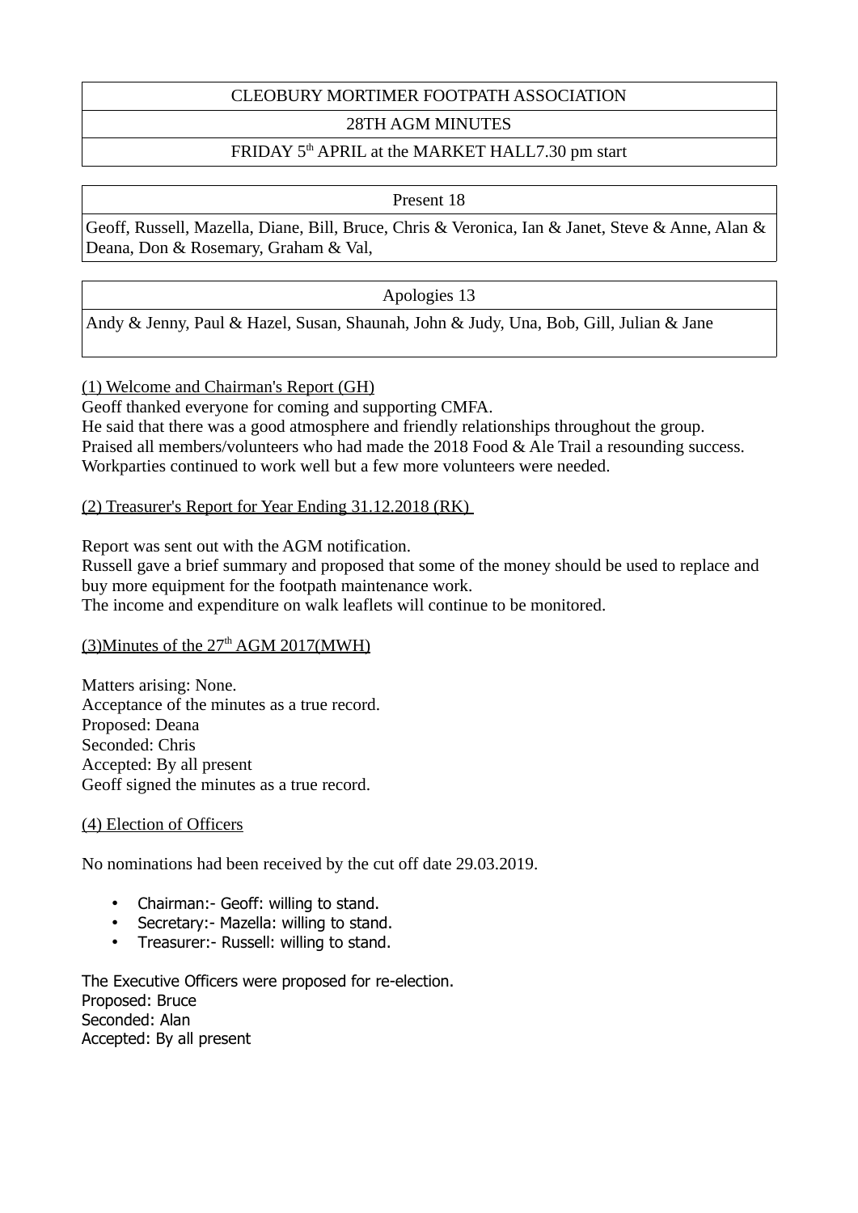| CLEBURY MORTIMER FOOTPATH ASSOCIATION |
|---|
| 28TH AGM MINUTES |
| FRIDAY 5th APRIL at the MARKET HALL7.30 pm start |

| Present 18 |
|---|
| Geoff, Russell, Mazella, Diane, Bill, Bruce, Chris & Veronica, Ian & Janet, Steve & Anne, Alan & Deana, Don & Rosemary, Graham & Val, |

| Apologies 13 |
|---|
| Andy & Jenny, Paul & Hazel, Susan, Shaunah, John & Judy, Una, Bob, Gill, Julian & Jane |

(1) Welcome and Chairman's Report (GH)

Geoff thanked everyone for coming and supporting CMFA.
He said that there was a good atmosphere and friendly relationships throughout the group.
Praised all members/volunteers who had made the 2018 Food & Ale Trail a resounding success.
Workparties continued to work well but a few more volunteers were needed.

(2) Treasurer's Report for Year Ending 31.12.2018 (RK)

Report was sent out with the AGM notification.
Russell gave a brief summary and proposed that some of the money should be used to replace and buy more equipment for the footpath maintenance work.
The income and expenditure on walk leaflets will continue to be monitored.

(3)Minutes of the 27th AGM 2017(MWH)

Matters arising: None.
Acceptance of the minutes as a true record.
Proposed: Deana
Seconded: Chris
Accepted: By all present
Geoff signed the minutes as a true record.

(4) Election of Officers

No nominations had been received by the cut off date 29.03.2019.

- Chairman:- Geoff: willing to stand.
- Secretary:- Mazella: willing to stand.
- Treasurer:- Russell: willing to stand.

The Executive Officers were proposed for re-election.
Proposed: Bruce
Seconded: Alan
Accepted: By all present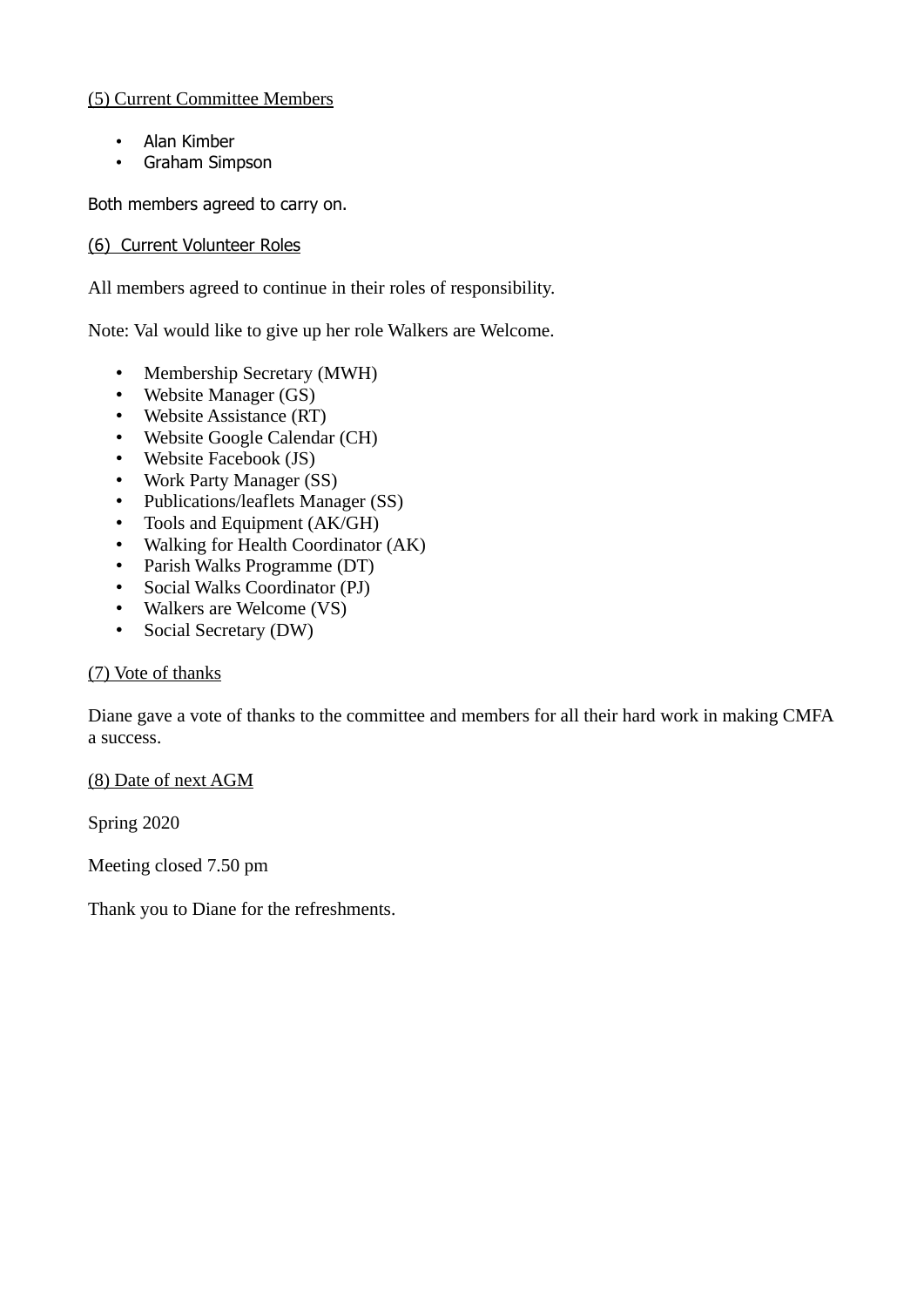(5) Current Committee Members

- Alan Kimber
- Graham Simpson

Both members agreed to carry on.

(6) Current Volunteer Roles

All members agreed to continue in their roles of responsibility.

Note: Val would like to give up her role Walkers are Welcome.

- Membership Secretary (MWH)
- Website Manager (GS)
- Website Assistance (RT)
- Website Google Calendar (CH)
- Website Facebook (JS)
- Work Party Manager (SS)
- Publications/leaflets Manager (SS)
- Tools and Equipment (AK/GH)
- Walking for Health Coordinator (AK)
- Parish Walks Programme (DT)
- Social Walks Coordinator (PJ)
- Walkers are Welcome (VS)
- Social Secretary (DW)

(7) Vote of thanks

Diane gave a vote of thanks to the committee and members for all their hard work in making CMFA a success.

(8) Date of next AGM

Spring 2020

Meeting closed 7.50 pm

Thank you to Diane for the refreshments.